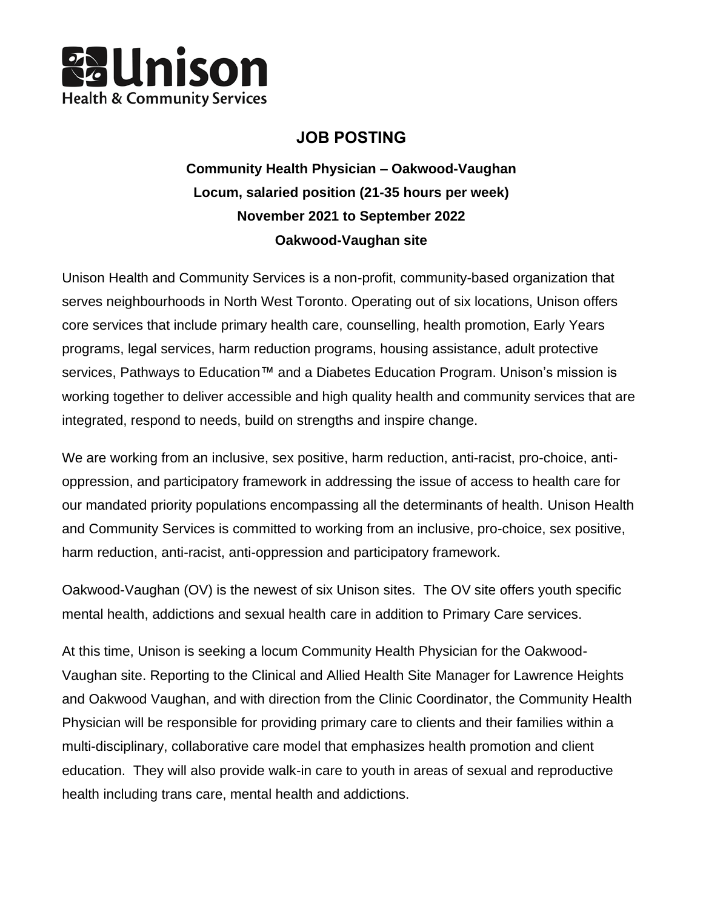**Unison**
Health & Community Services

# JOB POSTING

**Community Health Physician – Oakwood-Vaughan**
**Locum, salaried position (21-35 hours per week)**
**November 2021 to September 2022**
**Oakwood-Vaughan site**

Unison Health and Community Services is a non-profit, community-based organization that serves neighbourhoods in North West Toronto. Operating out of six locations, Unison offers core services that include primary health care, counselling, health promotion, Early Years programs, legal services, harm reduction programs, housing assistance, adult protective services, Pathways to Education™ and a Diabetes Education Program. Unison's mission is working together to deliver accessible and high quality health and community services that are integrated, respond to needs, build on strengths and inspire change.

We are working from an inclusive, sex positive, harm reduction, anti-racist, pro-choice, anti-oppression, and participatory framework in addressing the issue of access to health care for our mandated priority populations encompassing all the determinants of health. Unison Health and Community Services is committed to working from an inclusive, pro-choice, sex positive, harm reduction, anti-racist, anti-oppression and participatory framework.

Oakwood-Vaughan (OV) is the newest of six Unison sites. The OV site offers youth specific mental health, addictions and sexual health care in addition to Primary Care services.

At this time, Unison is seeking a locum Community Health Physician for the Oakwood-Vaughan site. Reporting to the Clinical and Allied Health Site Manager for Lawrence Heights and Oakwood Vaughan, and with direction from the Clinic Coordinator, the Community Health Physician will be responsible for providing primary care to clients and their families within a multi-disciplinary, collaborative care model that emphasizes health promotion and client education. They will also provide walk-in care to youth in areas of sexual and reproductive health including trans care, mental health and addictions.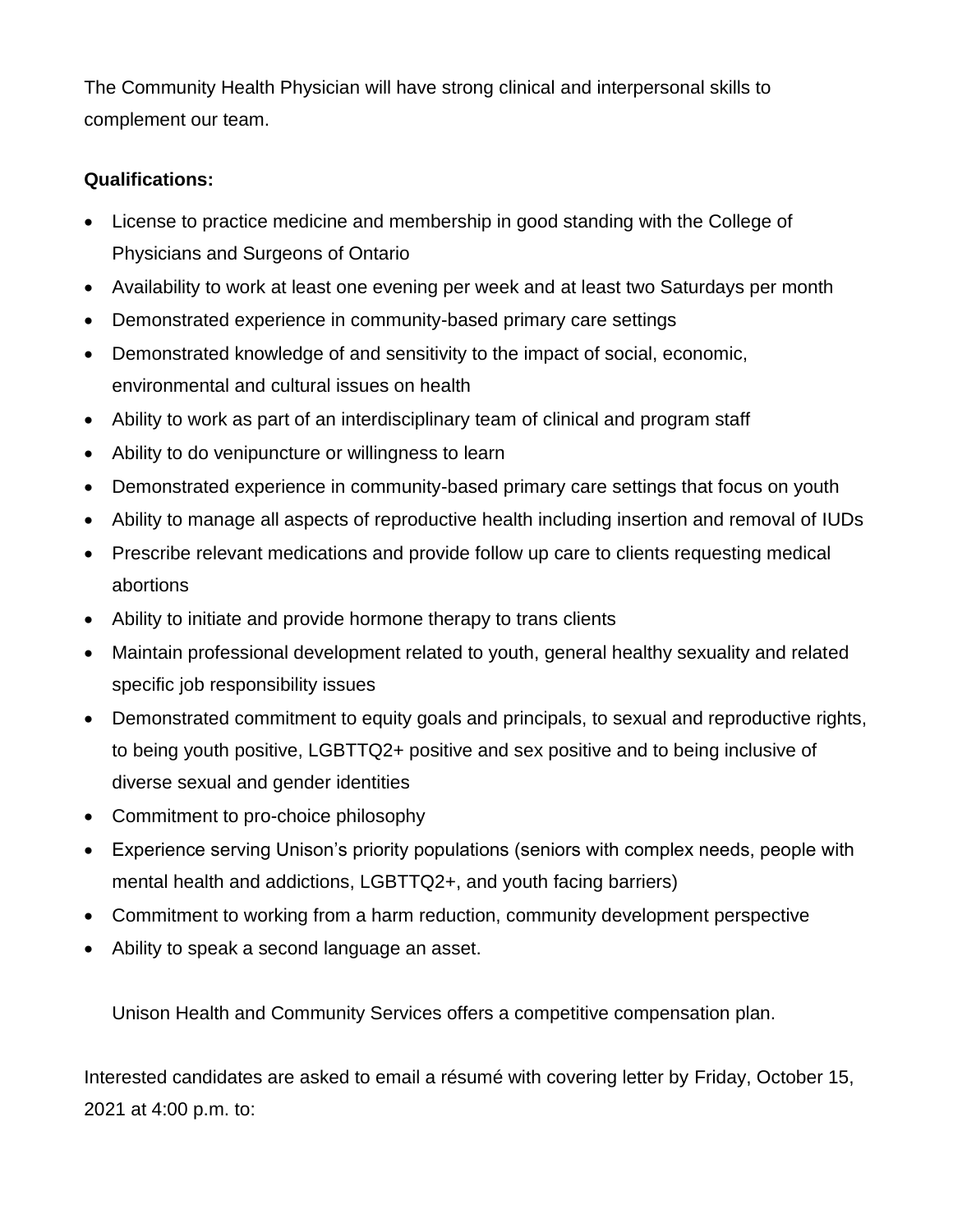The Community Health Physician will have strong clinical and interpersonal skills to complement our team.

**Qualifications:**

- License to practice medicine and membership in good standing with the College of Physicians and Surgeons of Ontario
- Availability to work at least one evening per week and at least two Saturdays per month
- Demonstrated experience in community-based primary care settings
- Demonstrated knowledge of and sensitivity to the impact of social, economic, environmental and cultural issues on health
- Ability to work as part of an interdisciplinary team of clinical and program staff
- Ability to do venipuncture or willingness to learn
- Demonstrated experience in community-based primary care settings that focus on youth
- Ability to manage all aspects of reproductive health including insertion and removal of IUDs
- Prescribe relevant medications and provide follow up care to clients requesting medical abortions
- Ability to initiate and provide hormone therapy to trans clients
- Maintain professional development related to youth, general healthy sexuality and related specific job responsibility issues
- Demonstrated commitment to equity goals and principals, to sexual and reproductive rights, to being youth positive, LGBTTQ2+ positive and sex positive and to being inclusive of diverse sexual and gender identities
- Commitment to pro-choice philosophy
- Experience serving Unison's priority populations (seniors with complex needs, people with mental health and addictions, LGBTTQ2+, and youth facing barriers)
- Commitment to working from a harm reduction, community development perspective
- Ability to speak a second language an asset.

Unison Health and Community Services offers a competitive compensation plan.

Interested candidates are asked to email a résumé with covering letter by Friday, October 15, 2021 at 4:00 p.m. to: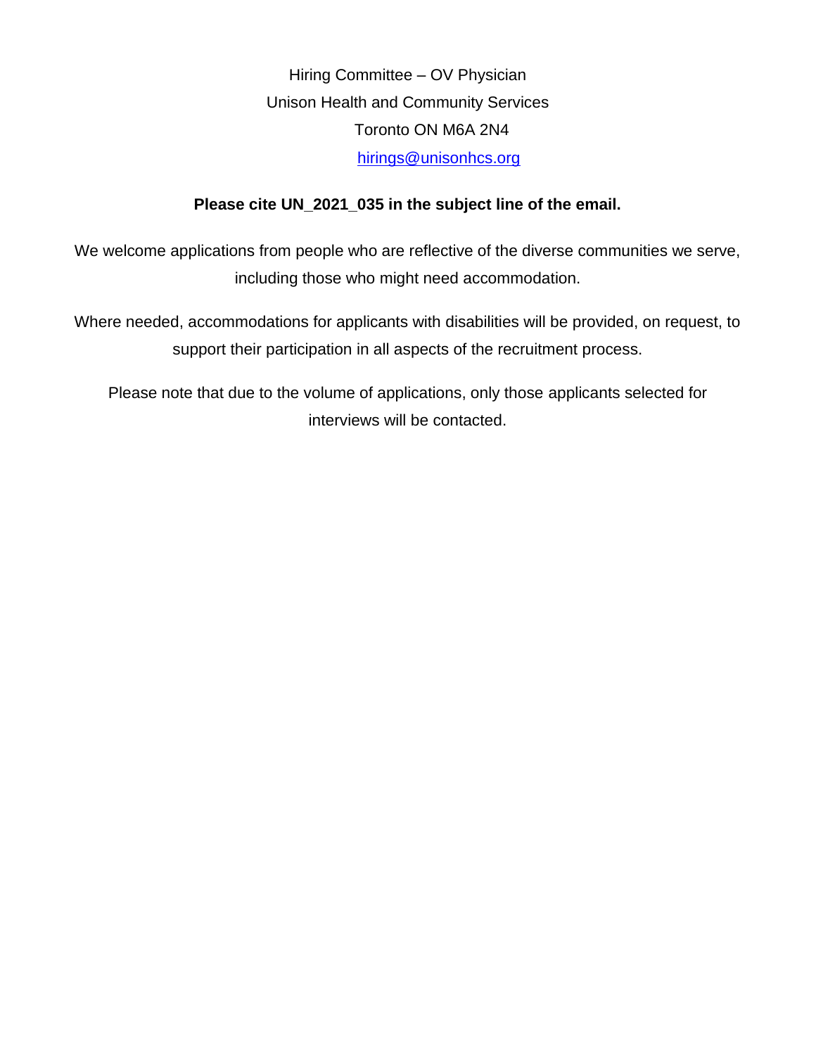Hiring Committee – OV Physician
Unison Health and Community Services
Toronto ON M6A 2N4
hirings@unisonhcs.org

**Please cite UN_2021_035 in the subject line of the email.**

We welcome applications from people who are reflective of the diverse communities we serve, including those who might need accommodation.

Where needed, accommodations for applicants with disabilities will be provided, on request, to support their participation in all aspects of the recruitment process.

Please note that due to the volume of applications, only those applicants selected for interviews will be contacted.